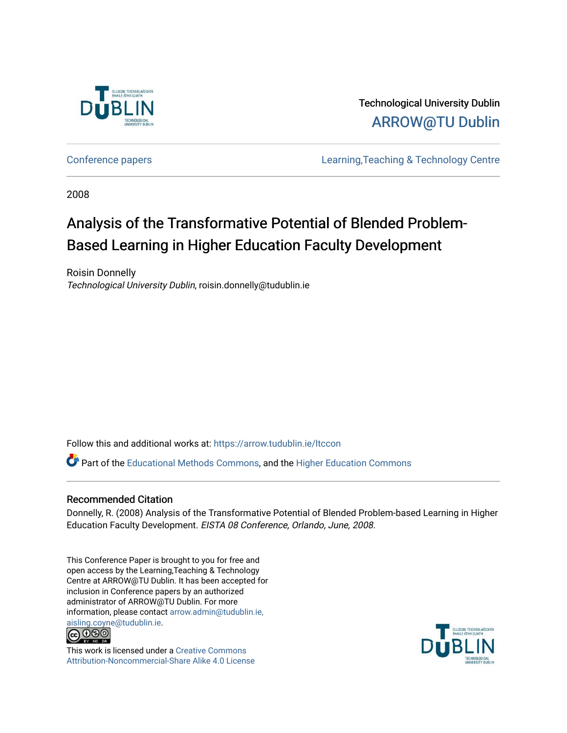Technological University Dublin

ARROW@TU Dublin

Conference papers | Learning,Teaching & Technology Centre

2008

# Analysis of the Transformative Potential of Blended Problem-Based Learning in Higher Education Faculty Development

Roisin Donnelly
*Technological University Dublin*, roisin.donnelly@tudublin.ie

Follow this and additional works at: https://arrow.tudublin.ie/ltccon

Part of the Educational Methods Commons, and the Higher Education Commons

## Recommended Citation

Donnelly, R. (2008) Analysis of the Transformative Potential of Blended Problem-based Learning in Higher Education Faculty Development. *EISTA 08 Conference, Orlando, June, 2008.*

This Conference Paper is brought to you for free and open access by the Learning,Teaching & Technology Centre at ARROW@TU Dublin. It has been accepted for inclusion in Conference papers by an authorized administrator of ARROW@TU Dublin. For more information, please contact arrow.admin@tudublin.ie, aisling.coyne@tudublin.ie.

This work is licensed under a Creative Commons Attribution-Noncommercial-Share Alike 4.0 License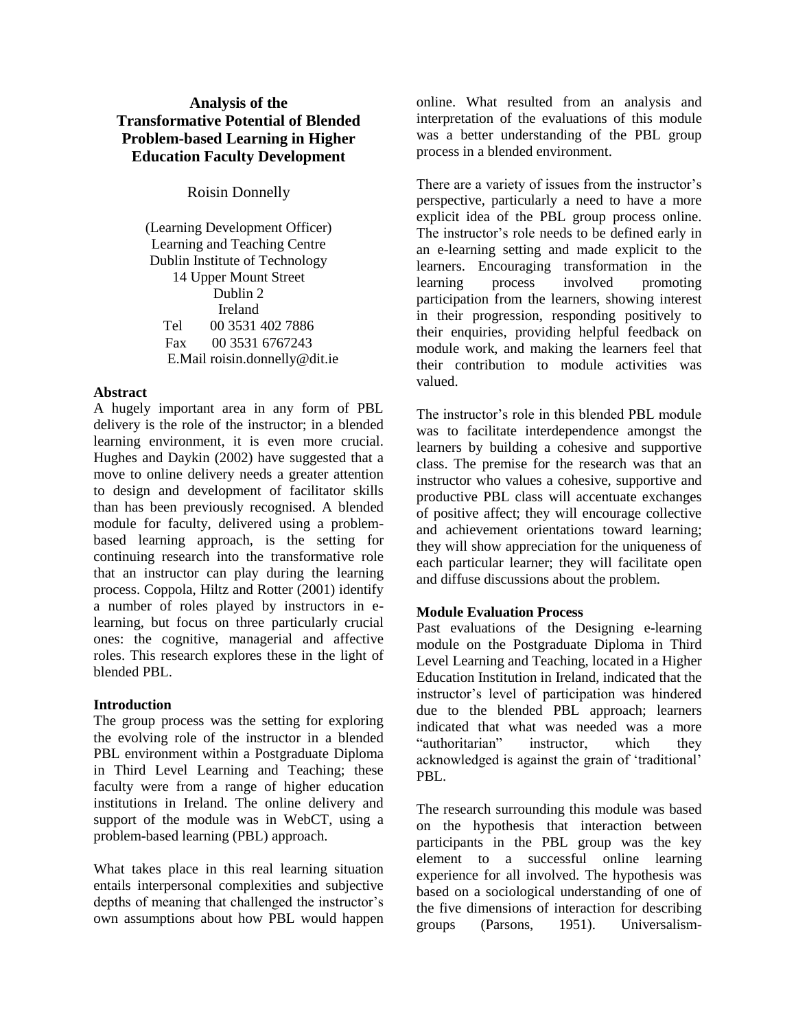# Analysis of the Transformative Potential of Blended Problem-based Learning in Higher Education Faculty Development

Roisin Donnelly

(Learning Development Officer)
Learning and Teaching Centre
Dublin Institute of Technology
14 Upper Mount Street
Dublin 2
Ireland
Tel 00 3531 402 7886
Fax 00 3531 6767243
E.Mail roisin.donnelly@dit.ie

**Abstract**

A hugely important area in any form of PBL delivery is the role of the instructor; in a blended learning environment, it is even more crucial. Hughes and Daykin (2002) have suggested that a move to online delivery needs a greater attention to design and development of facilitator skills than has been previously recognised. A blended module for faculty, delivered using a problem-based learning approach, is the setting for continuing research into the transformative role that an instructor can play during the learning process. Coppola, Hiltz and Rotter (2001) identify a number of roles played by instructors in e-learning, but focus on three particularly crucial ones: the cognitive, managerial and affective roles. This research explores these in the light of blended PBL.

**Introduction**

The group process was the setting for exploring the evolving role of the instructor in a blended PBL environment within a Postgraduate Diploma in Third Level Learning and Teaching; these faculty were from a range of higher education institutions in Ireland. The online delivery and support of the module was in WebCT, using a problem-based learning (PBL) approach.

What takes place in this real learning situation entails interpersonal complexities and subjective depths of meaning that challenged the instructor's own assumptions about how PBL would happen online. What resulted from an analysis and interpretation of the evaluations of this module was a better understanding of the PBL group process in a blended environment.

There are a variety of issues from the instructor's perspective, particularly a need to have a more explicit idea of the PBL group process online. The instructor's role needs to be defined early in an e-learning setting and made explicit to the learners. Encouraging transformation in the learning process involved promoting participation from the learners, showing interest in their progression, responding positively to their enquiries, providing helpful feedback on module work, and making the learners feel that their contribution to module activities was valued.

The instructor's role in this blended PBL module was to facilitate interdependence amongst the learners by building a cohesive and supportive class. The premise for the research was that an instructor who values a cohesive, supportive and productive PBL class will accentuate exchanges of positive affect; they will encourage collective and achievement orientations toward learning; they will show appreciation for the uniqueness of each particular learner; they will facilitate open and diffuse discussions about the problem.

**Module Evaluation Process**

Past evaluations of the Designing e-learning module on the Postgraduate Diploma in Third Level Learning and Teaching, located in a Higher Education Institution in Ireland, indicated that the instructor's level of participation was hindered due to the blended PBL approach; learners indicated that what was needed was a more "authoritarian" instructor, which they acknowledged is against the grain of 'traditional' PBL.

The research surrounding this module was based on the hypothesis that interaction between participants in the PBL group was the key element to a successful online learning experience for all involved. The hypothesis was based on a sociological understanding of one of the five dimensions of interaction for describing groups (Parsons, 1951). Universalism-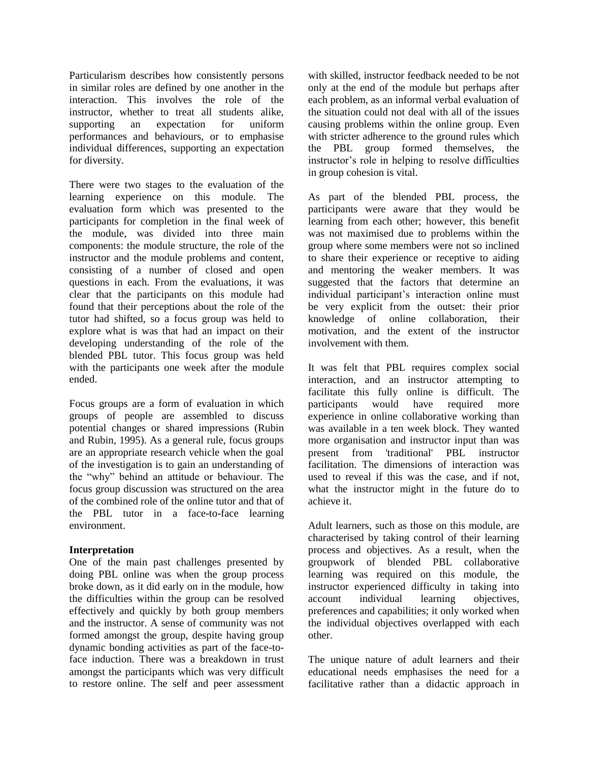Particularism describes how consistently persons in similar roles are defined by one another in the interaction. This involves the role of the instructor, whether to treat all students alike, supporting an expectation for uniform performances and behaviours, or to emphasise individual differences, supporting an expectation for diversity.

There were two stages to the evaluation of the learning experience on this module. The evaluation form which was presented to the participants for completion in the final week of the module, was divided into three main components: the module structure, the role of the instructor and the module problems and content, consisting of a number of closed and open questions in each. From the evaluations, it was clear that the participants on this module had found that their perceptions about the role of the tutor had shifted, so a focus group was held to explore what is was that had an impact on their developing understanding of the role of the blended PBL tutor. This focus group was held with the participants one week after the module ended.

Focus groups are a form of evaluation in which groups of people are assembled to discuss potential changes or shared impressions (Rubin and Rubin, 1995). As a general rule, focus groups are an appropriate research vehicle when the goal of the investigation is to gain an understanding of the "why" behind an attitude or behaviour. The focus group discussion was structured on the area of the combined role of the online tutor and that of the PBL tutor in a face-to-face learning environment.

**Interpretation**

One of the main past challenges presented by doing PBL online was when the group process broke down, as it did early on in the module, how the difficulties within the group can be resolved effectively and quickly by both group members and the instructor. A sense of community was not formed amongst the group, despite having group dynamic bonding activities as part of the face-to-face induction. There was a breakdown in trust amongst the participants which was very difficult to restore online. The self and peer assessment with skilled, instructor feedback needed to be not only at the end of the module but perhaps after each problem, as an informal verbal evaluation of the situation could not deal with all of the issues causing problems within the online group. Even with stricter adherence to the ground rules which the PBL group formed themselves, the instructor's role in helping to resolve difficulties in group cohesion is vital.

As part of the blended PBL process, the participants were aware that they would be learning from each other; however, this benefit was not maximised due to problems within the group where some members were not so inclined to share their experience or receptive to aiding and mentoring the weaker members. It was suggested that the factors that determine an individual participant's interaction online must be very explicit from the outset: their prior knowledge of online collaboration, their motivation, and the extent of the instructor involvement with them.

It was felt that PBL requires complex social interaction, and an instructor attempting to facilitate this fully online is difficult. The participants would have required more experience in online collaborative working than was available in a ten week block. They wanted more organisation and instructor input than was present from 'traditional' PBL instructor facilitation. The dimensions of interaction was used to reveal if this was the case, and if not, what the instructor might in the future do to achieve it.

Adult learners, such as those on this module, are characterised by taking control of their learning process and objectives. As a result, when the groupwork of blended PBL collaborative learning was required on this module, the instructor experienced difficulty in taking into account individual learning objectives, preferences and capabilities; it only worked when the individual objectives overlapped with each other.

The unique nature of adult learners and their educational needs emphasises the need for a facilitative rather than a didactic approach in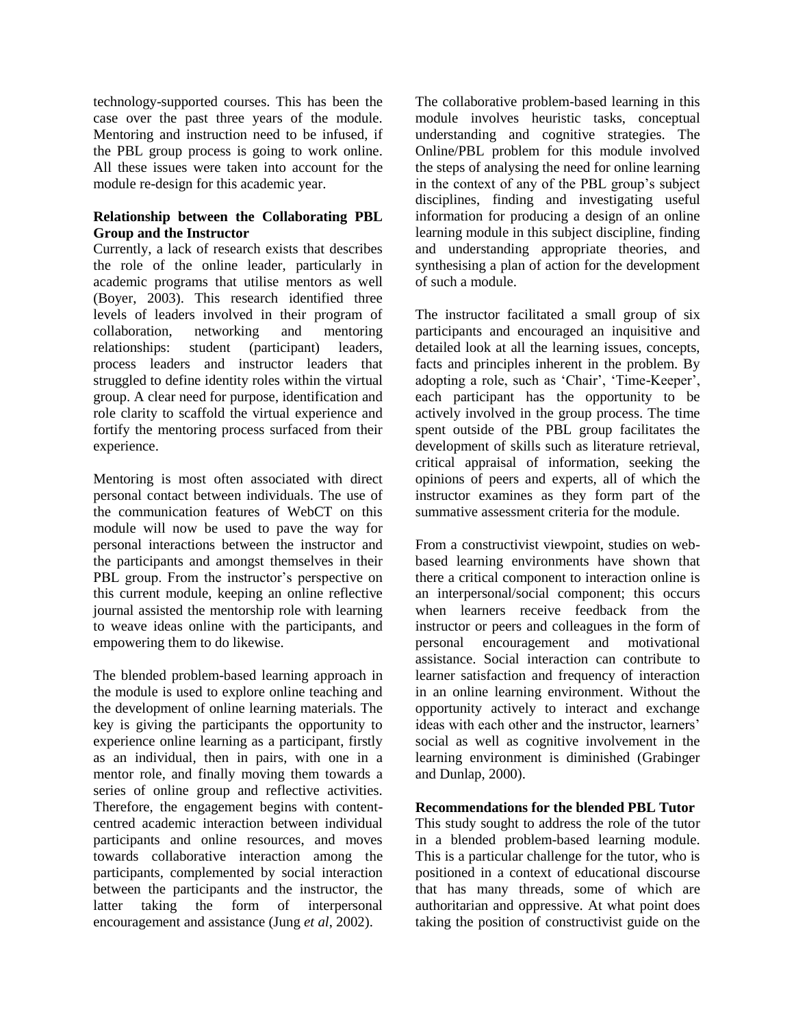technology-supported courses. This has been the case over the past three years of the module. Mentoring and instruction need to be infused, if the PBL group process is going to work online. All these issues were taken into account for the module re-design for this academic year.

**Relationship between the Collaborating PBL Group and the Instructor**

Currently, a lack of research exists that describes the role of the online leader, particularly in academic programs that utilise mentors as well (Boyer, 2003). This research identified three levels of leaders involved in their program of collaboration, networking and mentoring relationships: student (participant) leaders, process leaders and instructor leaders that struggled to define identity roles within the virtual group. A clear need for purpose, identification and role clarity to scaffold the virtual experience and fortify the mentoring process surfaced from their experience.

Mentoring is most often associated with direct personal contact between individuals. The use of the communication features of WebCT on this module will now be used to pave the way for personal interactions between the instructor and the participants and amongst themselves in their PBL group. From the instructor's perspective on this current module, keeping an online reflective journal assisted the mentorship role with learning to weave ideas online with the participants, and empowering them to do likewise.

The blended problem-based learning approach in the module is used to explore online teaching and the development of online learning materials. The key is giving the participants the opportunity to experience online learning as a participant, firstly as an individual, then in pairs, with one in a mentor role, and finally moving them towards a series of online group and reflective activities. Therefore, the engagement begins with content-centred academic interaction between individual participants and online resources, and moves towards collaborative interaction among the participants, complemented by social interaction between the participants and the instructor, the latter taking the form of interpersonal encouragement and assistance (Jung *et al*, 2002).

The collaborative problem-based learning in this module involves heuristic tasks, conceptual understanding and cognitive strategies. The Online/PBL problem for this module involved the steps of analysing the need for online learning in the context of any of the PBL group's subject disciplines, finding and investigating useful information for producing a design of an online learning module in this subject discipline, finding and understanding appropriate theories, and synthesising a plan of action for the development of such a module.

The instructor facilitated a small group of six participants and encouraged an inquisitive and detailed look at all the learning issues, concepts, facts and principles inherent in the problem. By adopting a role, such as 'Chair', 'Time-Keeper', each participant has the opportunity to be actively involved in the group process. The time spent outside of the PBL group facilitates the development of skills such as literature retrieval, critical appraisal of information, seeking the opinions of peers and experts, all of which the instructor examines as they form part of the summative assessment criteria for the module.

From a constructivist viewpoint, studies on web-based learning environments have shown that there a critical component to interaction online is an interpersonal/social component; this occurs when learners receive feedback from the instructor or peers and colleagues in the form of personal encouragement and motivational assistance. Social interaction can contribute to learner satisfaction and frequency of interaction in an online learning environment. Without the opportunity actively to interact and exchange ideas with each other and the instructor, learners' social as well as cognitive involvement in the learning environment is diminished (Grabinger and Dunlap, 2000).

**Recommendations for the blended PBL Tutor**

This study sought to address the role of the tutor in a blended problem-based learning module. This is a particular challenge for the tutor, who is positioned in a context of educational discourse that has many threads, some of which are authoritarian and oppressive. At what point does taking the position of constructivist guide on the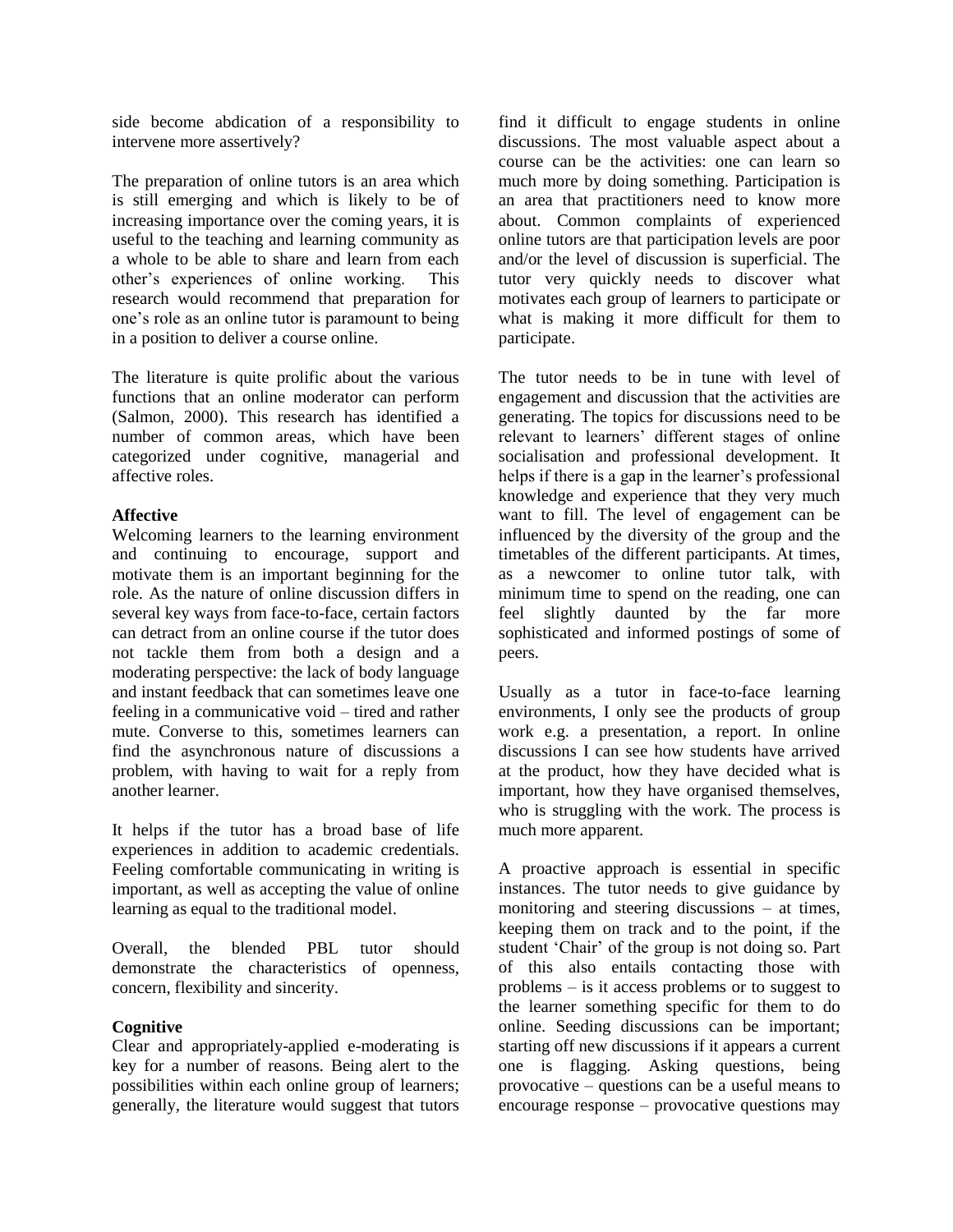side become abdication of a responsibility to intervene more assertively?

The preparation of online tutors is an area which is still emerging and which is likely to be of increasing importance over the coming years, it is useful to the teaching and learning community as a whole to be able to share and learn from each other's experiences of online working. This research would recommend that preparation for one's role as an online tutor is paramount to being in a position to deliver a course online.

The literature is quite prolific about the various functions that an online moderator can perform (Salmon, 2000). This research has identified a number of common areas, which have been categorized under cognitive, managerial and affective roles.

**Affective**

Welcoming learners to the learning environment and continuing to encourage, support and motivate them is an important beginning for the role. As the nature of online discussion differs in several key ways from face-to-face, certain factors can detract from an online course if the tutor does not tackle them from both a design and a moderating perspective: the lack of body language and instant feedback that can sometimes leave one feeling in a communicative void – tired and rather mute. Converse to this, sometimes learners can find the asynchronous nature of discussions a problem, with having to wait for a reply from another learner.

It helps if the tutor has a broad base of life experiences in addition to academic credentials. Feeling comfortable communicating in writing is important, as well as accepting the value of online learning as equal to the traditional model.

Overall, the blended PBL tutor should demonstrate the characteristics of openness, concern, flexibility and sincerity.

**Cognitive**

Clear and appropriately-applied e-moderating is key for a number of reasons. Being alert to the possibilities within each online group of learners; generally, the literature would suggest that tutors find it difficult to engage students in online discussions. The most valuable aspect about a course can be the activities: one can learn so much more by doing something. Participation is an area that practitioners need to know more about. Common complaints of experienced online tutors are that participation levels are poor and/or the level of discussion is superficial. The tutor very quickly needs to discover what motivates each group of learners to participate or what is making it more difficult for them to participate.

The tutor needs to be in tune with level of engagement and discussion that the activities are generating. The topics for discussions need to be relevant to learners' different stages of online socialisation and professional development. It helps if there is a gap in the learner's professional knowledge and experience that they very much want to fill. The level of engagement can be influenced by the diversity of the group and the timetables of the different participants. At times, as a newcomer to online tutor talk, with minimum time to spend on the reading, one can feel slightly daunted by the far more sophisticated and informed postings of some of peers.

Usually as a tutor in face-to-face learning environments, I only see the products of group work e.g. a presentation, a report. In online discussions I can see how students have arrived at the product, how they have decided what is important, how they have organised themselves, who is struggling with the work. The process is much more apparent.

A proactive approach is essential in specific instances. The tutor needs to give guidance by monitoring and steering discussions – at times, keeping them on track and to the point, if the student 'Chair' of the group is not doing so. Part of this also entails contacting those with problems – is it access problems or to suggest to the learner something specific for them to do online. Seeding discussions can be important; starting off new discussions if it appears a current one is flagging. Asking questions, being provocative – questions can be a useful means to encourage response – provocative questions may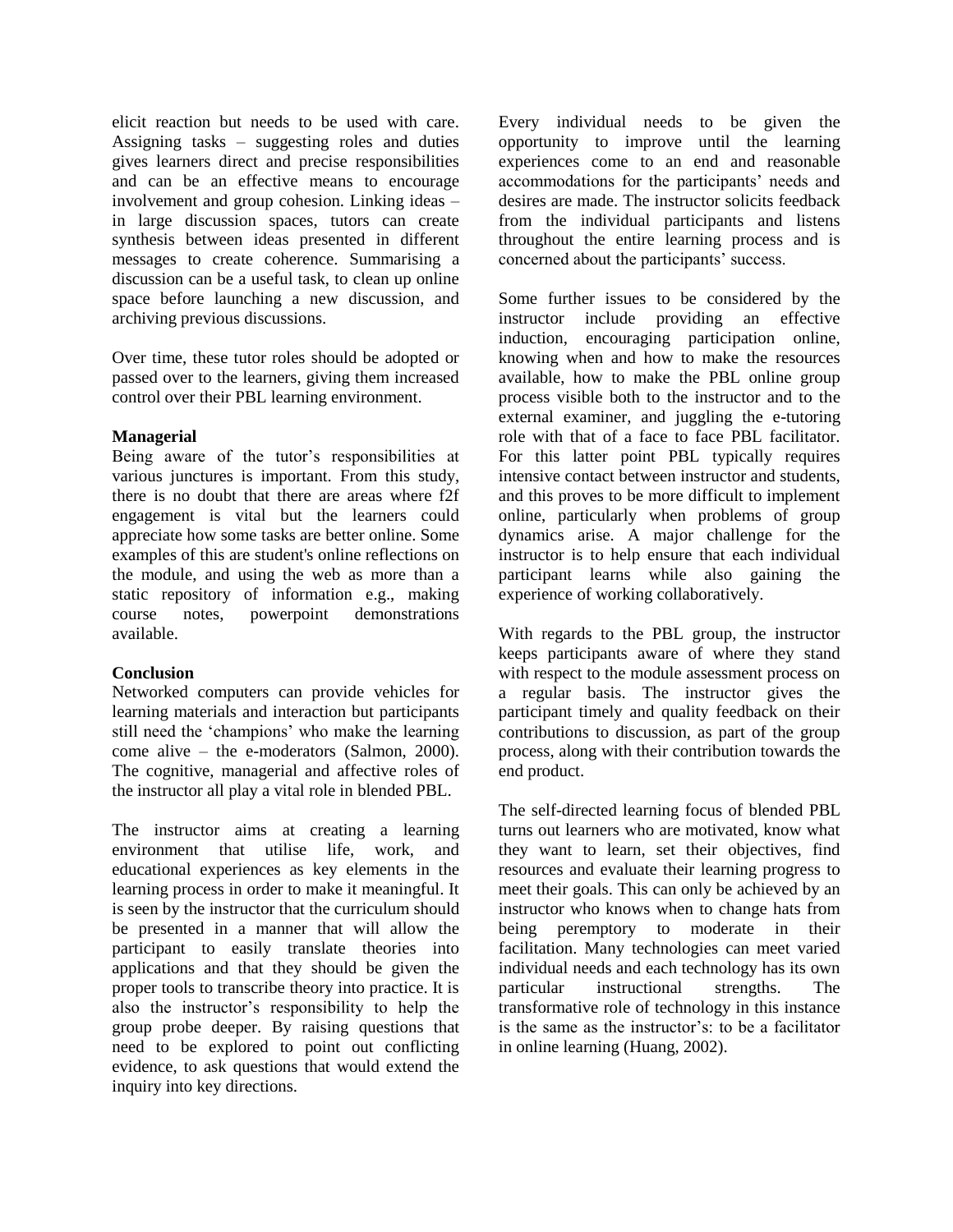elicit reaction but needs to be used with care. Assigning tasks – suggesting roles and duties gives learners direct and precise responsibilities and can be an effective means to encourage involvement and group cohesion. Linking ideas – in large discussion spaces, tutors can create synthesis between ideas presented in different messages to create coherence. Summarising a discussion can be a useful task, to clean up online space before launching a new discussion, and archiving previous discussions.

Over time, these tutor roles should be adopted or passed over to the learners, giving them increased control over their PBL learning environment.

**Managerial**

Being aware of the tutor's responsibilities at various junctures is important. From this study, there is no doubt that there are areas where f2f engagement is vital but the learners could appreciate how some tasks are better online. Some examples of this are student's online reflections on the module, and using the web as more than a static repository of information e.g., making course notes, powerpoint demonstrations available.

**Conclusion**

Networked computers can provide vehicles for learning materials and interaction but participants still need the 'champions' who make the learning come alive – the e-moderators (Salmon, 2000). The cognitive, managerial and affective roles of the instructor all play a vital role in blended PBL.

The instructor aims at creating a learning environment that utilise life, work, and educational experiences as key elements in the learning process in order to make it meaningful. It is seen by the instructor that the curriculum should be presented in a manner that will allow the participant to easily translate theories into applications and that they should be given the proper tools to transcribe theory into practice. It is also the instructor's responsibility to help the group probe deeper. By raising questions that need to be explored to point out conflicting evidence, to ask questions that would extend the inquiry into key directions.

Every individual needs to be given the opportunity to improve until the learning experiences come to an end and reasonable accommodations for the participants' needs and desires are made. The instructor solicits feedback from the individual participants and listens throughout the entire learning process and is concerned about the participants' success.

Some further issues to be considered by the instructor include providing an effective induction, encouraging participation online, knowing when and how to make the resources available, how to make the PBL online group process visible both to the instructor and to the external examiner, and juggling the e-tutoring role with that of a face to face PBL facilitator. For this latter point PBL typically requires intensive contact between instructor and students, and this proves to be more difficult to implement online, particularly when problems of group dynamics arise. A major challenge for the instructor is to help ensure that each individual participant learns while also gaining the experience of working collaboratively.

With regards to the PBL group, the instructor keeps participants aware of where they stand with respect to the module assessment process on a regular basis. The instructor gives the participant timely and quality feedback on their contributions to discussion, as part of the group process, along with their contribution towards the end product.

The self-directed learning focus of blended PBL turns out learners who are motivated, know what they want to learn, set their objectives, find resources and evaluate their learning progress to meet their goals. This can only be achieved by an instructor who knows when to change hats from being peremptory to moderate in their facilitation. Many technologies can meet varied individual needs and each technology has its own particular instructional strengths. The transformative role of technology in this instance is the same as the instructor's: to be a facilitator in online learning (Huang, 2002).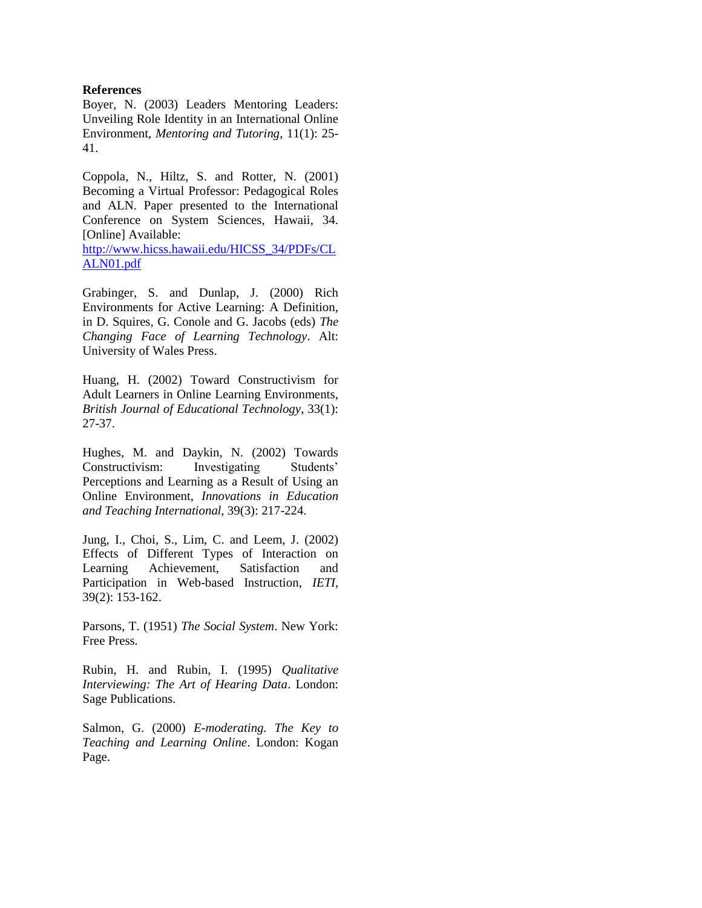**References**

Boyer, N. (2003) Leaders Mentoring Leaders: Unveiling Role Identity in an International Online Environment, *Mentoring and Tutoring*, 11(1): 25-41.

Coppola, N., Hiltz, S. and Rotter, N. (2001) Becoming a Virtual Professor: Pedagogical Roles and ALN. Paper presented to the International Conference on System Sciences, Hawaii, 34. [Online] Available: http://www.hicss.hawaii.edu/HICSS_34/PDFs/CLALN01.pdf

Grabinger, S. and Dunlap, J. (2000) Rich Environments for Active Learning: A Definition, in D. Squires, G. Conole and G. Jacobs (eds) *The Changing Face of Learning Technology*. Alt: University of Wales Press.

Huang, H. (2002) Toward Constructivism for Adult Learners in Online Learning Environments, *British Journal of Educational Technology*, 33(1): 27-37.

Hughes, M. and Daykin, N. (2002) Towards Constructivism: Investigating Students' Perceptions and Learning as a Result of Using an Online Environment, *Innovations in Education and Teaching International*, 39(3): 217-224.

Jung, I., Choi, S., Lim, C. and Leem, J. (2002) Effects of Different Types of Interaction on Learning Achievement, Satisfaction and Participation in Web-based Instruction, *IETI*, 39(2): 153-162.

Parsons, T. (1951) *The Social System*. New York: Free Press.

Rubin, H. and Rubin, I. (1995) *Qualitative Interviewing: The Art of Hearing Data*. London: Sage Publications.

Salmon, G. (2000) *E-moderating. The Key to Teaching and Learning Online*. London: Kogan Page.